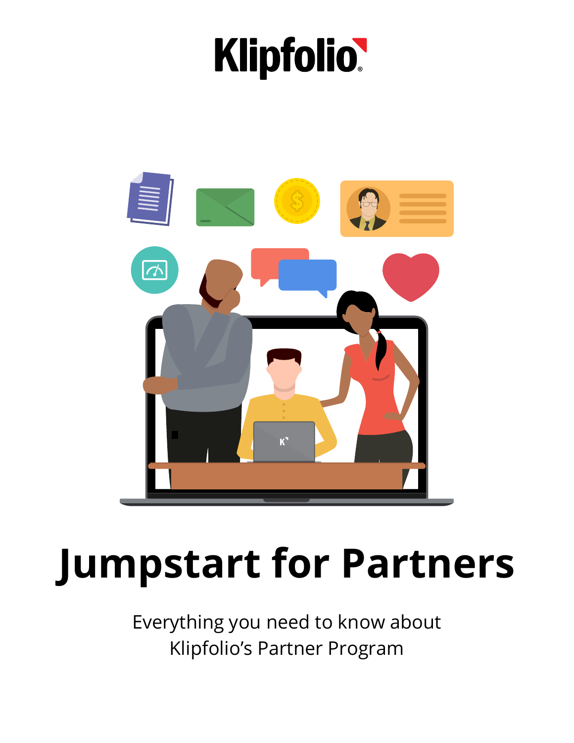Klipfolio

# Jumpstart for Partners

Everything you need to know about
Klipfolio's Partner Program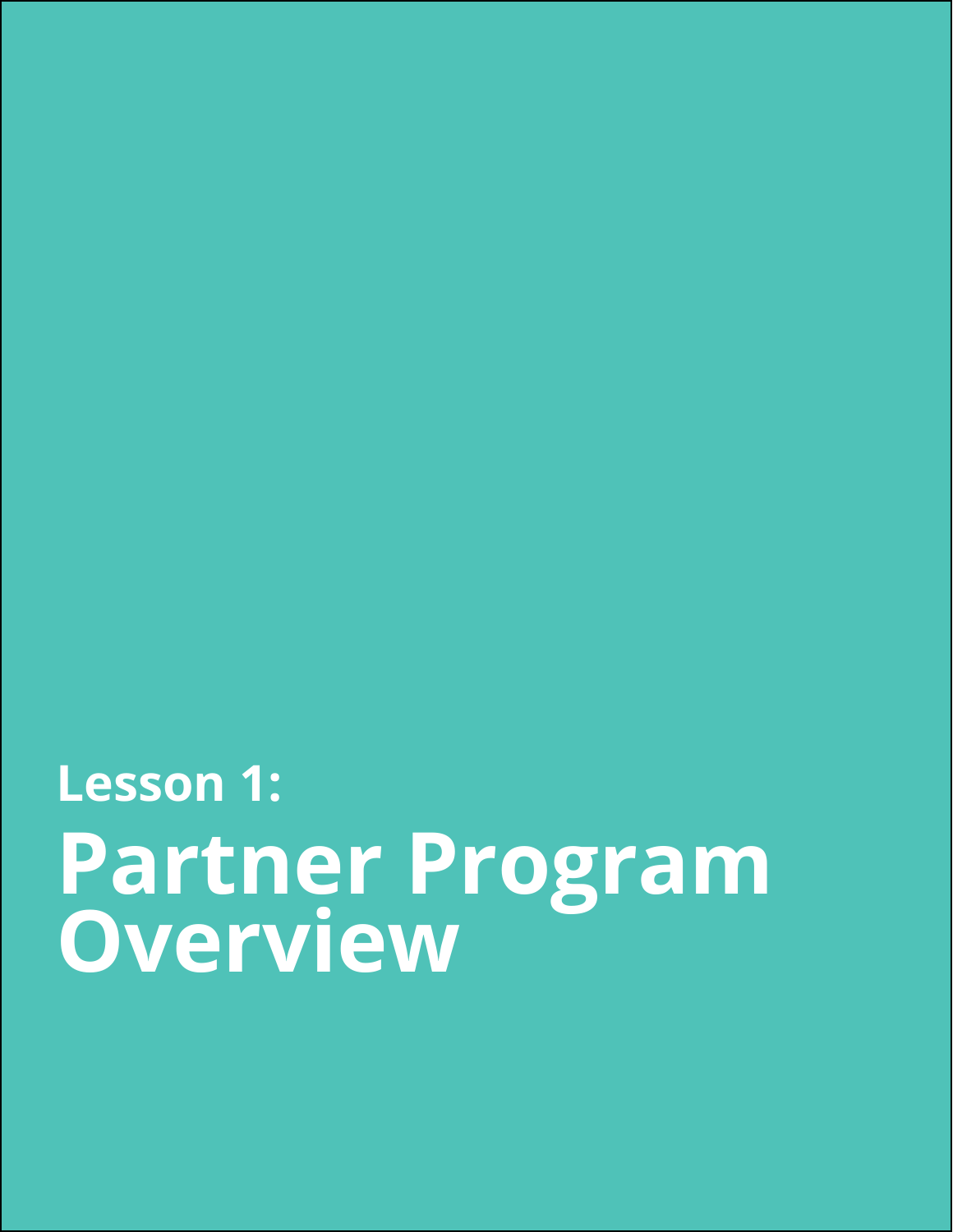## Lesson 1:

# Partner Program Overview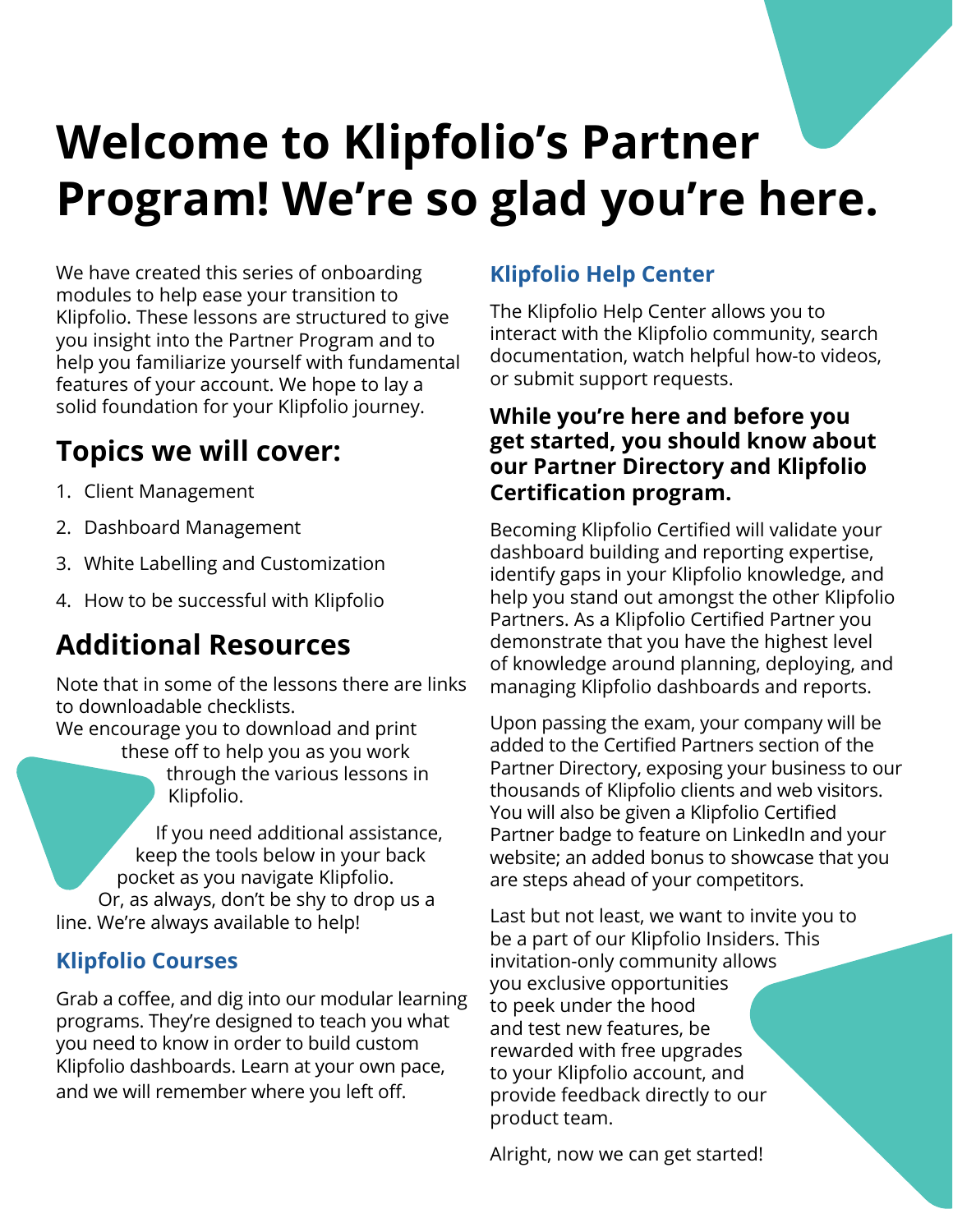# Welcome to Klipfolio's Partner Program! We're so glad you're here.

We have created this series of onboarding modules to help ease your transition to Klipfolio. These lessons are structured to give you insight into the Partner Program and to help you familiarize yourself with fundamental features of your account. We hope to lay a solid foundation for your Klipfolio journey.

## Topics we will cover:

1. Client Management
2. Dashboard Management
3. White Labelling and Customization
4. How to be successful with Klipfolio

## Additional Resources

Note that in some of the lessons there are links to downloadable checklists. We encourage you to download and print these off to help you as you work through the various lessons in Klipfolio.

If you need additional assistance, keep the tools below in your back pocket as you navigate Klipfolio. Or, as always, don't be shy to drop us a line. We're always available to help!

### Klipfolio Courses

Grab a coffee, and dig into our modular learning programs. They're designed to teach you what you need to know in order to build custom Klipfolio dashboards. Learn at your own pace, and we will remember where you left off.

### Klipfolio Help Center

The Klipfolio Help Center allows you to interact with the Klipfolio community, search documentation, watch helpful how-to videos, or submit support requests.

**While you're here and before you get started, you should know about our Partner Directory and Klipfolio Certification program.**

Becoming Klipfolio Certified will validate your dashboard building and reporting expertise, identify gaps in your Klipfolio knowledge, and help you stand out amongst the other Klipfolio Partners. As a Klipfolio Certified Partner you demonstrate that you have the highest level of knowledge around planning, deploying, and managing Klipfolio dashboards and reports.

Upon passing the exam, your company will be added to the Certified Partners section of the Partner Directory, exposing your business to our thousands of Klipfolio clients and web visitors. You will also be given a Klipfolio Certified Partner badge to feature on LinkedIn and your website; an added bonus to showcase that you are steps ahead of your competitors.

Last but not least, we want to invite you to be a part of our Klipfolio Insiders. This invitation-only community allows you exclusive opportunities to peek under the hood and test new features, be rewarded with free upgrades to your Klipfolio account, and provide feedback directly to our product team.

Alright, now we can get started!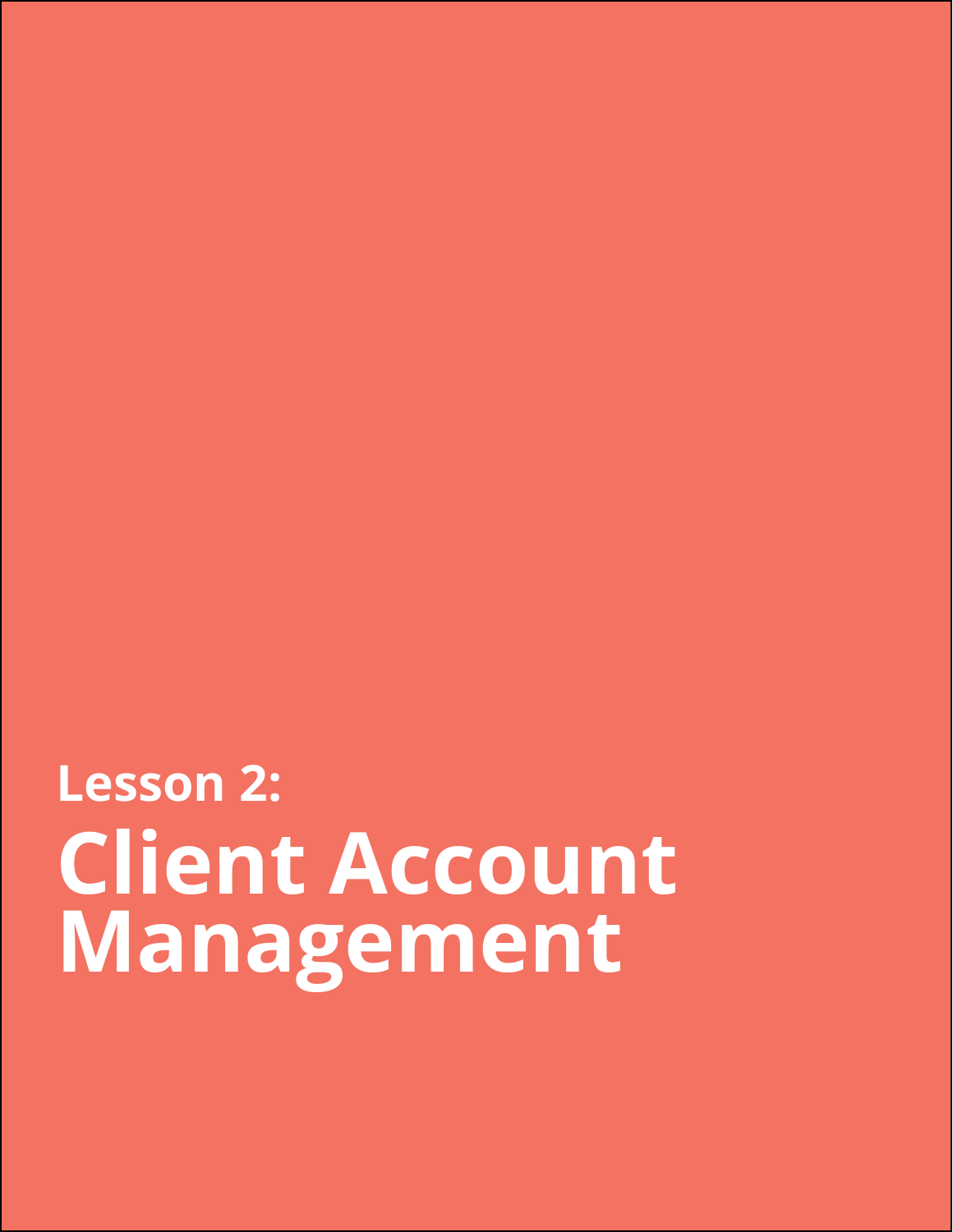**Lesson 2:**

# Client Account Management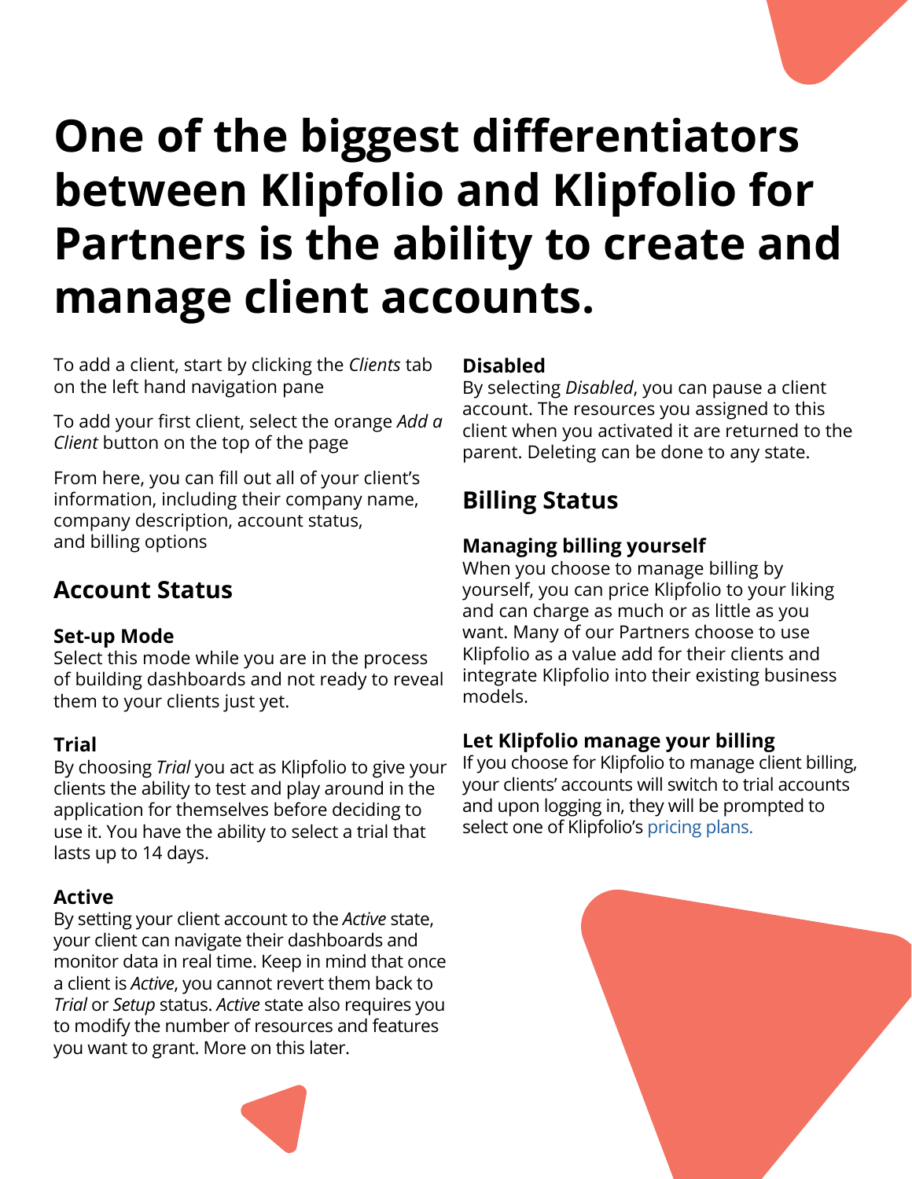# One of the biggest differentiators between Klipfolio and Klipfolio for Partners is the ability to create and manage client accounts.

To add a client, start by clicking the *Clients* tab on the left hand navigation pane

To add your first client, select the orange *Add a Client* button on the top of the page

From here, you can fill out all of your client's information, including their company name, company description, account status, and billing options

## Account Status

### Set-up Mode

Select this mode while you are in the process of building dashboards and not ready to reveal them to your clients just yet.

### Trial

By choosing *Trial* you act as Klipfolio to give your clients the ability to test and play around in the application for themselves before deciding to use it. You have the ability to select a trial that lasts up to 14 days.

### Active

By setting your client account to the *Active* state, your client can navigate their dashboards and monitor data in real time. Keep in mind that once a client is *Active*, you cannot revert them back to *Trial* or *Setup* status. *Active* state also requires you to modify the number of resources and features you want to grant. More on this later.

### Disabled

By selecting *Disabled*, you can pause a client account. The resources you assigned to this client when you activated it are returned to the parent. Deleting can be done to any state.

## Billing Status

### Managing billing yourself

When you choose to manage billing by yourself, you can price Klipfolio to your liking and can charge as much or as little as you want. Many of our Partners choose to use Klipfolio as a value add for their clients and integrate Klipfolio into their existing business models.

### Let Klipfolio manage your billing

If you choose for Klipfolio to manage client billing, your clients' accounts will switch to trial accounts and upon logging in, they will be prompted to select one of Klipfolio's pricing plans.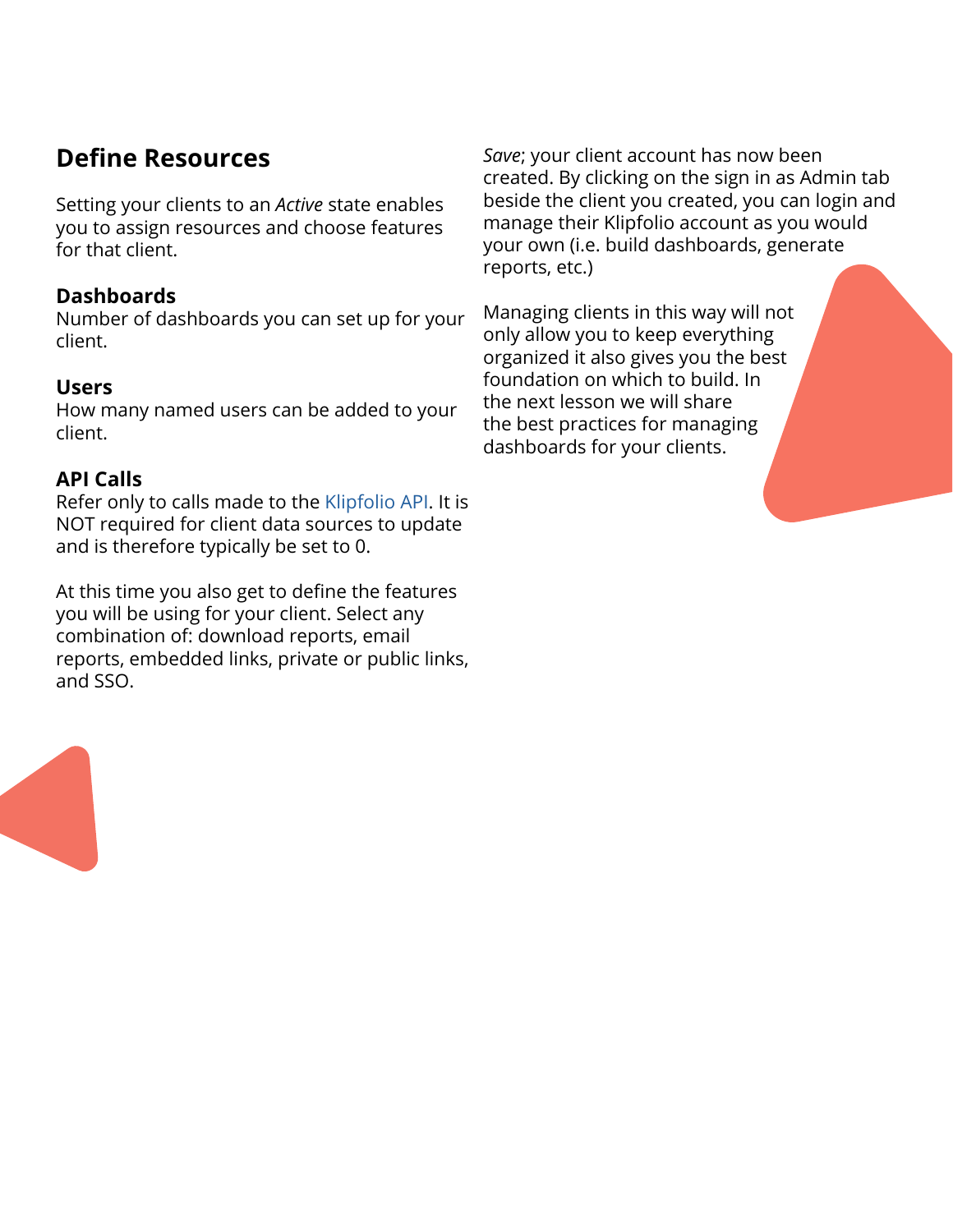## Define Resources

Setting your clients to an *Active* state enables you to assign resources and choose features for that client.

**Dashboards**
Number of dashboards you can set up for your client.

**Users**
How many named users can be added to your client.

**API Calls**
Refer only to calls made to the Klipfolio API. It is NOT required for client data sources to update and is therefore typically be set to 0.

At this time you also get to define the features you will be using for your client. Select any combination of: download reports, email reports, embedded links, private or public links, and SSO.

*Save*; your client account has now been created. By clicking on the sign in as Admin tab beside the client you created, you can login and manage their Klipfolio account as you would your own (i.e. build dashboards, generate reports, etc.)

Managing clients in this way will not only allow you to keep everything organized it also gives you the best foundation on which to build. In the next lesson we will share the best practices for managing dashboards for your clients.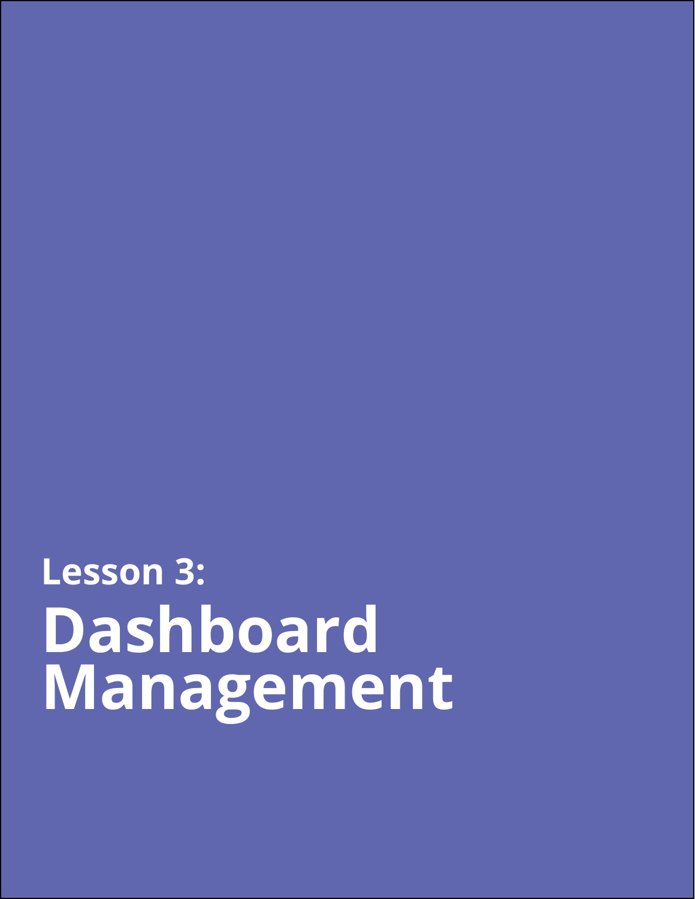**Lesson 3:**

# Dashboard Management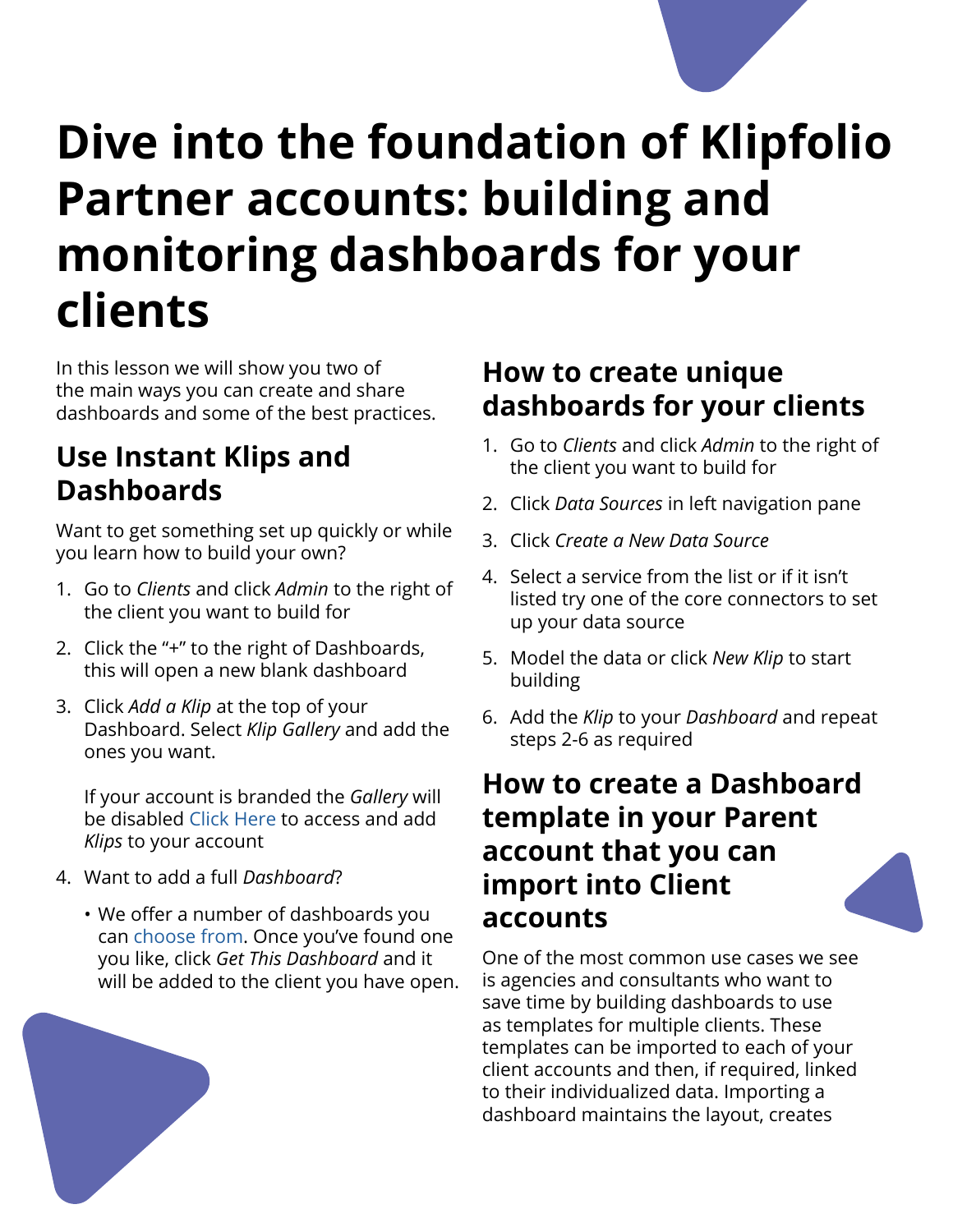# Dive into the foundation of Klipfolio Partner accounts: building and monitoring dashboards for your clients

In this lesson we will show you two of the main ways you can create and share dashboards and some of the best practices.

## Use Instant Klips and Dashboards

Want to get something set up quickly or while you learn how to build your own?

1. Go to *Clients* and click *Admin* to the right of the client you want to build for
2. Click the "+" to the right of Dashboards, this will open a new blank dashboard
3. Click *Add a Klip* at the top of your Dashboard. Select *Klip Gallery* and add the ones you want.

   If your account is branded the *Gallery* will be disabled Click Here to access and add *Klips* to your account

4. Want to add a full *Dashboard*?
   - We offer a number of dashboards you can choose from. Once you've found one you like, click *Get This Dashboard* and it will be added to the client you have open.

## How to create unique dashboards for your clients

1. Go to *Clients* and click *Admin* to the right of the client you want to build for
2. Click *Data Sources* in left navigation pane
3. Click *Create a New Data Source*
4. Select a service from the list or if it isn't listed try one of the core connectors to set up your data source
5. Model the data or click *New Klip* to start building
6. Add the *Klip* to your *Dashboard* and repeat steps 2-6 as required

## How to create a Dashboard template in your Parent account that you can import into Client accounts

One of the most common use cases we see is agencies and consultants who want to save time by building dashboards to use as templates for multiple clients. These templates can be imported to each of your client accounts and then, if required, linked to their individualized data. Importing a dashboard maintains the layout, creates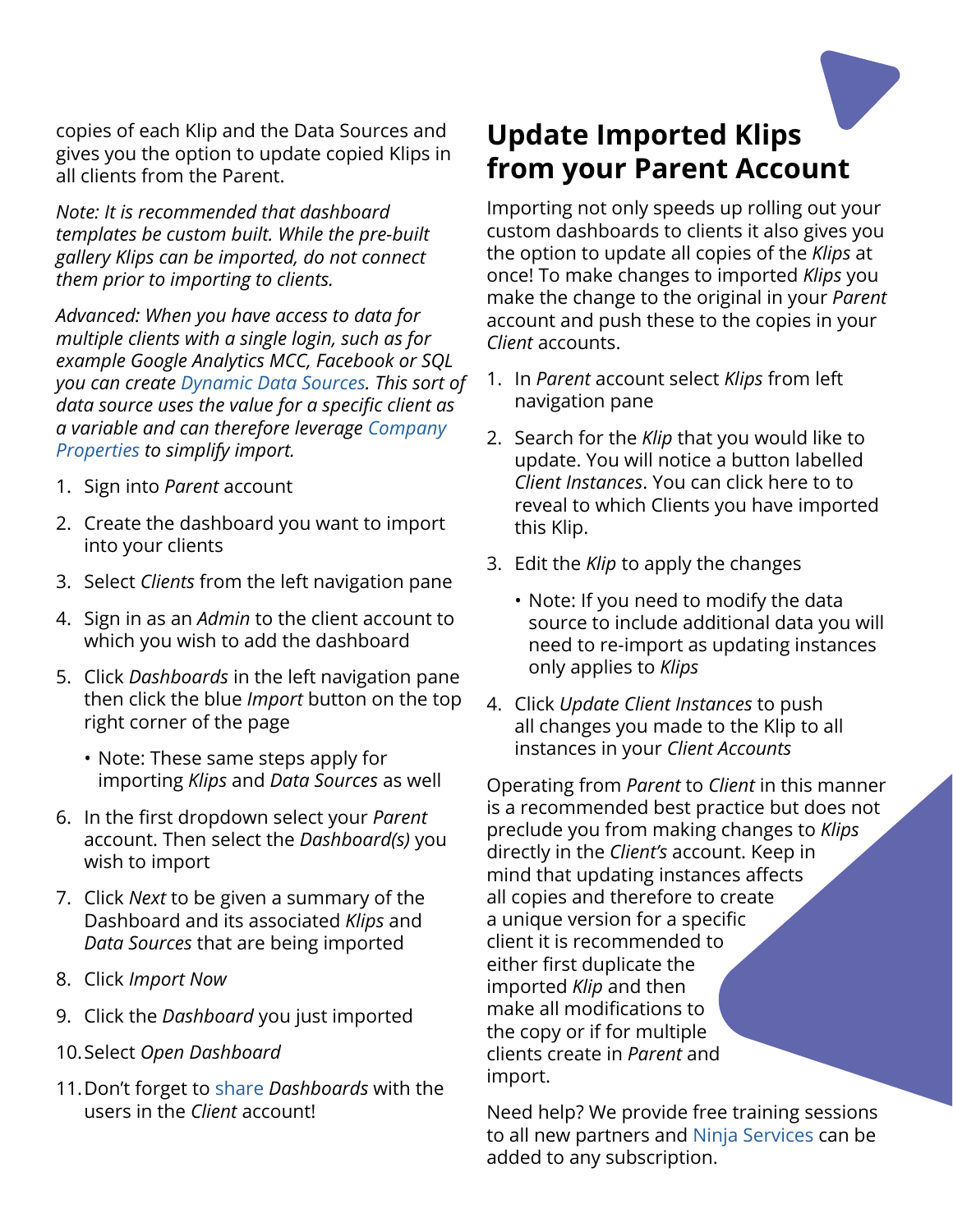copies of each Klip and the Data Sources and gives you the option to update copied Klips in all clients from the Parent.

*Note: It is recommended that dashboard templates be custom built. While the pre-built gallery Klips can be imported, do not connect them prior to importing to clients.*

*Advanced: When you have access to data for multiple clients with a single login, such as for example Google Analytics MCC, Facebook or SQL you can create Dynamic Data Sources. This sort of data source uses the value for a specific client as a variable and can therefore leverage Company Properties to simplify import.*

1. Sign into *Parent* account
2. Create the dashboard you want to import into your clients
3. Select *Clients* from the left navigation pane
4. Sign in as an *Admin* to the client account to which you wish to add the dashboard
5. Click *Dashboards* in the left navigation pane then click the blue *Import* button on the top right corner of the page
    - Note: These same steps apply for importing *Klips* and *Data Sources* as well
6. In the first dropdown select your *Parent* account. Then select the *Dashboard(s)* you wish to import
7. Click *Next* to be given a summary of the Dashboard and its associated *Klips* and *Data Sources* that are being imported
8. Click *Import Now*
9. Click the *Dashboard* you just imported
10. Select *Open Dashboard*
11. Don't forget to share *Dashboards* with the users in the *Client* account!

## Update Imported Klips from your Parent Account

Importing not only speeds up rolling out your custom dashboards to clients it also gives you the option to update all copies of the *Klips* at once! To make changes to imported *Klips* you make the change to the original in your *Parent* account and push these to the copies in your *Client* accounts.

1. In *Parent* account select *Klips* from left navigation pane
2. Search for the *Klip* that you would like to update. You will notice a button labelled *Client Instances*. You can click here to to reveal to which Clients you have imported this Klip.
3. Edit the *Klip* to apply the changes
    - Note: If you need to modify the data source to include additional data you will need to re-import as updating instances only applies to *Klips*
4. Click *Update Client Instances* to push all changes you made to the Klip to all instances in your *Client Accounts*

Operating from *Parent* to *Client* in this manner is a recommended best practice but does not preclude you from making changes to *Klips* directly in the *Client's* account. Keep in mind that updating instances affects all copies and therefore to create a unique version for a specific client it is recommended to either first duplicate the imported *Klip* and then make all modifications to the copy or if for multiple clients create in *Parent* and import.

Need help? We provide free training sessions to all new partners and Ninja Services can be added to any subscription.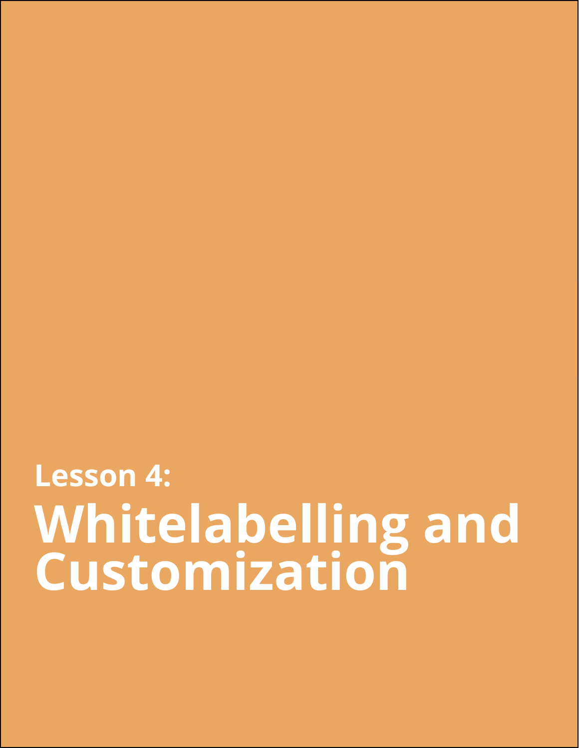## Lesson 4:

# Whitelabelling and Customization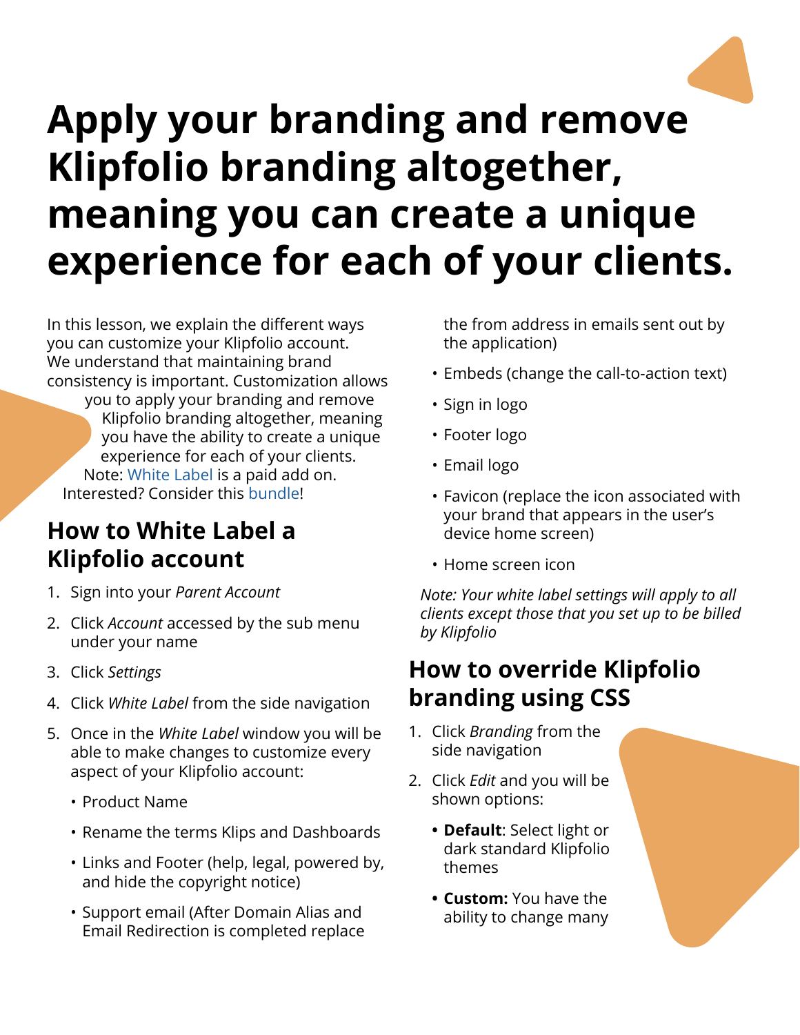# Apply your branding and remove Klipfolio branding altogether, meaning you can create a unique experience for each of your clients.

In this lesson, we explain the different ways you can customize your Klipfolio account. We understand that maintaining brand consistency is important. Customization allows you to apply your branding and remove Klipfolio branding altogether, meaning you have the ability to create a unique experience for each of your clients.
Note: White Label is a paid add on. Interested? Consider this bundle!

## How to White Label a Klipfolio account

1. Sign into your *Parent Account*
2. Click *Account* accessed by the sub menu under your name
3. Click *Settings*
4. Click *White Label* from the side navigation
5. Once in the *White Label* window you will be able to make changes to customize every aspect of your Klipfolio account:
    - Product Name
    - Rename the terms Klips and Dashboards
    - Links and Footer (help, legal, powered by, and hide the copyright notice)
    - Support email (After Domain Alias and Email Redirection is completed replace the from address in emails sent out by the application)
    - Embeds (change the call-to-action text)
    - Sign in logo
    - Footer logo
    - Email logo
    - Favicon (replace the icon associated with your brand that appears in the user's device home screen)
    - Home screen icon

*Note: Your white label settings will apply to all clients except those that you set up to be billed by Klipfolio*

## How to override Klipfolio branding using CSS

1. Click *Branding* from the side navigation
2. Click *Edit* and you will be shown options:
    - **Default**: Select light or dark standard Klipfolio themes
    - **Custom:** You have the ability to change many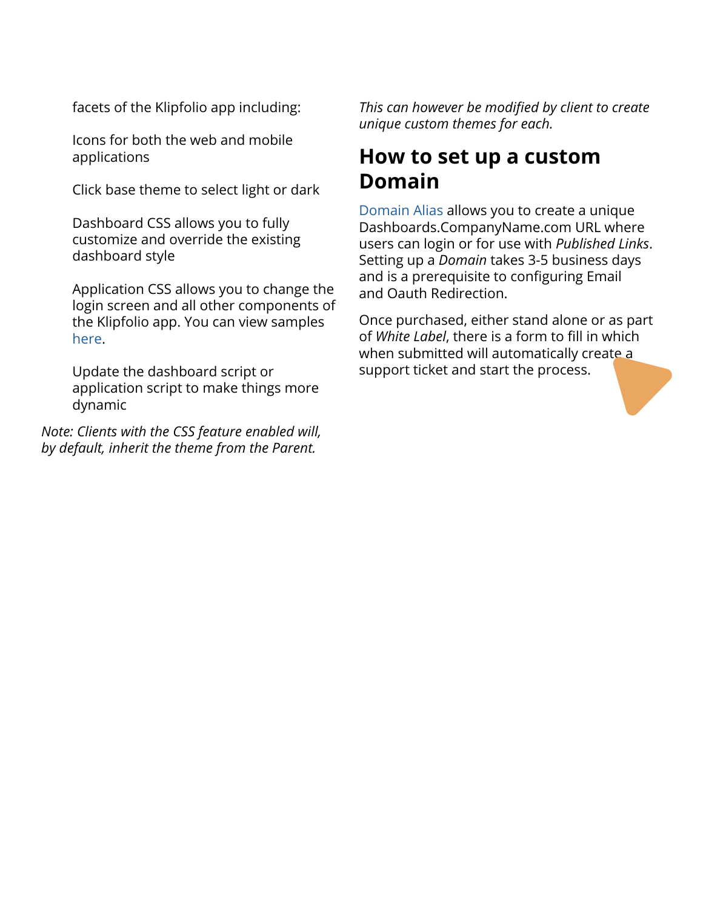facets of the Klipfolio app including:

- Icons for both the web and mobile applications
- Click base theme to select light or dark
- Dashboard CSS allows you to fully customize and override the existing dashboard style
- Application CSS allows you to change the login screen and all other components of the Klipfolio app. You can view samples here.
- Update the dashboard script or application script to make things more dynamic

*Note: Clients with the CSS feature enabled will, by default, inherit the theme from the Parent. This can however be modified by client to create unique custom themes for each.*

## How to set up a custom Domain

Domain Alias allows you to create a unique Dashboards.CompanyName.com URL where users can login or for use with *Published Links*. Setting up a *Domain* takes 3-5 business days and is a prerequisite to configuring Email and Oauth Redirection.

Once purchased, either stand alone or as part of *White Label*, there is a form to fill in which when submitted will automatically create a support ticket and start the process.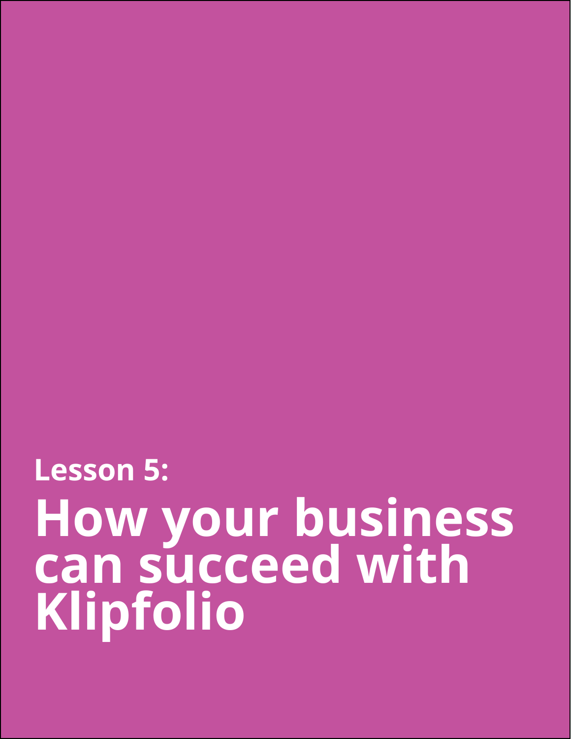**Lesson 5:**

# How your business can succeed with Klipfolio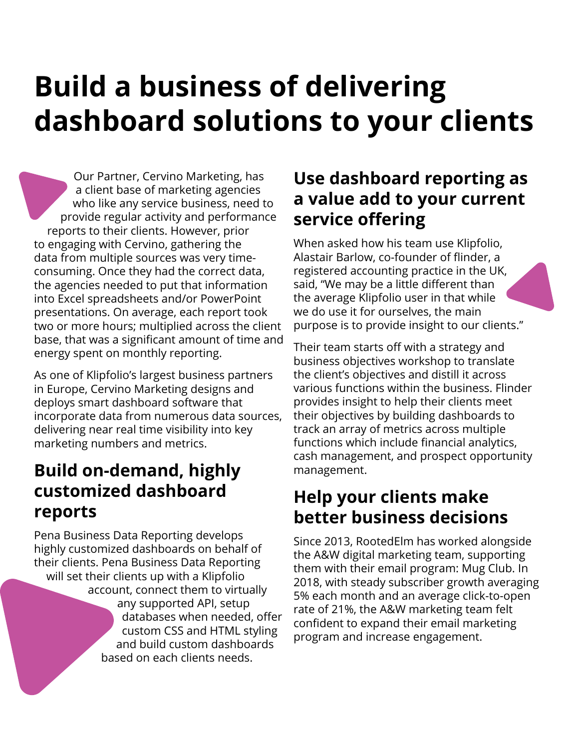# Build a business of delivering dashboard solutions to your clients

Our Partner, Cervino Marketing, has a client base of marketing agencies who like any service business, need to provide regular activity and performance reports to their clients. However, prior to engaging with Cervino, gathering the data from multiple sources was very time-consuming. Once they had the correct data, the agencies needed to put that information into Excel spreadsheets and/or PowerPoint presentations. On average, each report took two or more hours; multiplied across the client base, that was a significant amount of time and energy spent on monthly reporting.

As one of Klipfolio's largest business partners in Europe, Cervino Marketing designs and deploys smart dashboard software that incorporate data from numerous data sources, delivering near real time visibility into key marketing numbers and metrics.

## Build on-demand, highly customized dashboard reports

Pena Business Data Reporting develops highly customized dashboards on behalf of their clients. Pena Business Data Reporting will set their clients up with a Klipfolio account, connect them to virtually any supported API, setup databases when needed, offer custom CSS and HTML styling and build custom dashboards based on each clients needs.

## Use dashboard reporting as a value add to your current service offering

When asked how his team use Klipfolio, Alastair Barlow, co-founder of flinder, a registered accounting practice in the UK, said, "We may be a little different than the average Klipfolio user in that while we do use it for ourselves, the main purpose is to provide insight to our clients."

Their team starts off with a strategy and business objectives workshop to translate the client's objectives and distill it across various functions within the business. Flinder provides insight to help their clients meet their objectives by building dashboards to track an array of metrics across multiple functions which include financial analytics, cash management, and prospect opportunity management.

## Help your clients make better business decisions

Since 2013, RootedElm has worked alongside the A&W digital marketing team, supporting them with their email program: Mug Club. In 2018, with steady subscriber growth averaging 5% each month and an average click-to-open rate of 21%, the A&W marketing team felt confident to expand their email marketing program and increase engagement.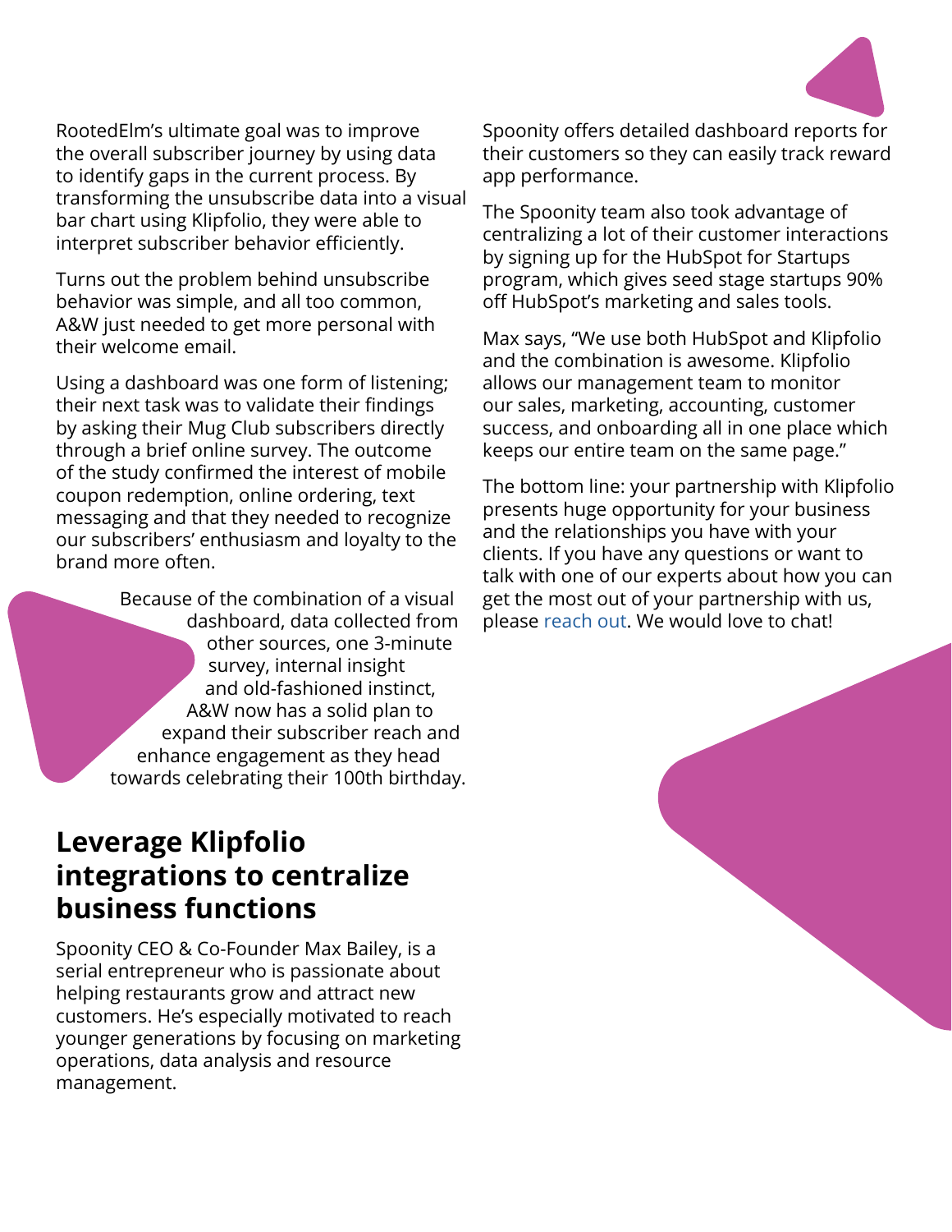RootedElm's ultimate goal was to improve the overall subscriber journey by using data to identify gaps in the current process. By transforming the unsubscribe data into a visual bar chart using Klipfolio, they were able to interpret subscriber behavior efficiently.

Turns out the problem behind unsubscribe behavior was simple, and all too common, A&W just needed to get more personal with their welcome email.

Using a dashboard was one form of listening; their next task was to validate their findings by asking their Mug Club subscribers directly through a brief online survey. The outcome of the study confirmed the interest of mobile coupon redemption, online ordering, text messaging and that they needed to recognize our subscribers' enthusiasm and loyalty to the brand more often.

Because of the combination of a visual dashboard, data collected from other sources, one 3-minute survey, internal insight and old-fashioned instinct, A&W now has a solid plan to expand their subscriber reach and enhance engagement as they head towards celebrating their 100th birthday.

## Leverage Klipfolio integrations to centralize business functions

Spoonity CEO & Co-Founder Max Bailey, is a serial entrepreneur who is passionate about helping restaurants grow and attract new customers. He's especially motivated to reach younger generations by focusing on marketing operations, data analysis and resource management.

Spoonity offers detailed dashboard reports for their customers so they can easily track reward app performance.

The Spoonity team also took advantage of centralizing a lot of their customer interactions by signing up for the HubSpot for Startups program, which gives seed stage startups 90% off HubSpot's marketing and sales tools.

Max says, "We use both HubSpot and Klipfolio and the combination is awesome. Klipfolio allows our management team to monitor our sales, marketing, accounting, customer success, and onboarding all in one place which keeps our entire team on the same page."

The bottom line: your partnership with Klipfolio presents huge opportunity for your business and the relationships you have with your clients. If you have any questions or want to talk with one of our experts about how you can get the most out of your partnership with us, please reach out. We would love to chat!